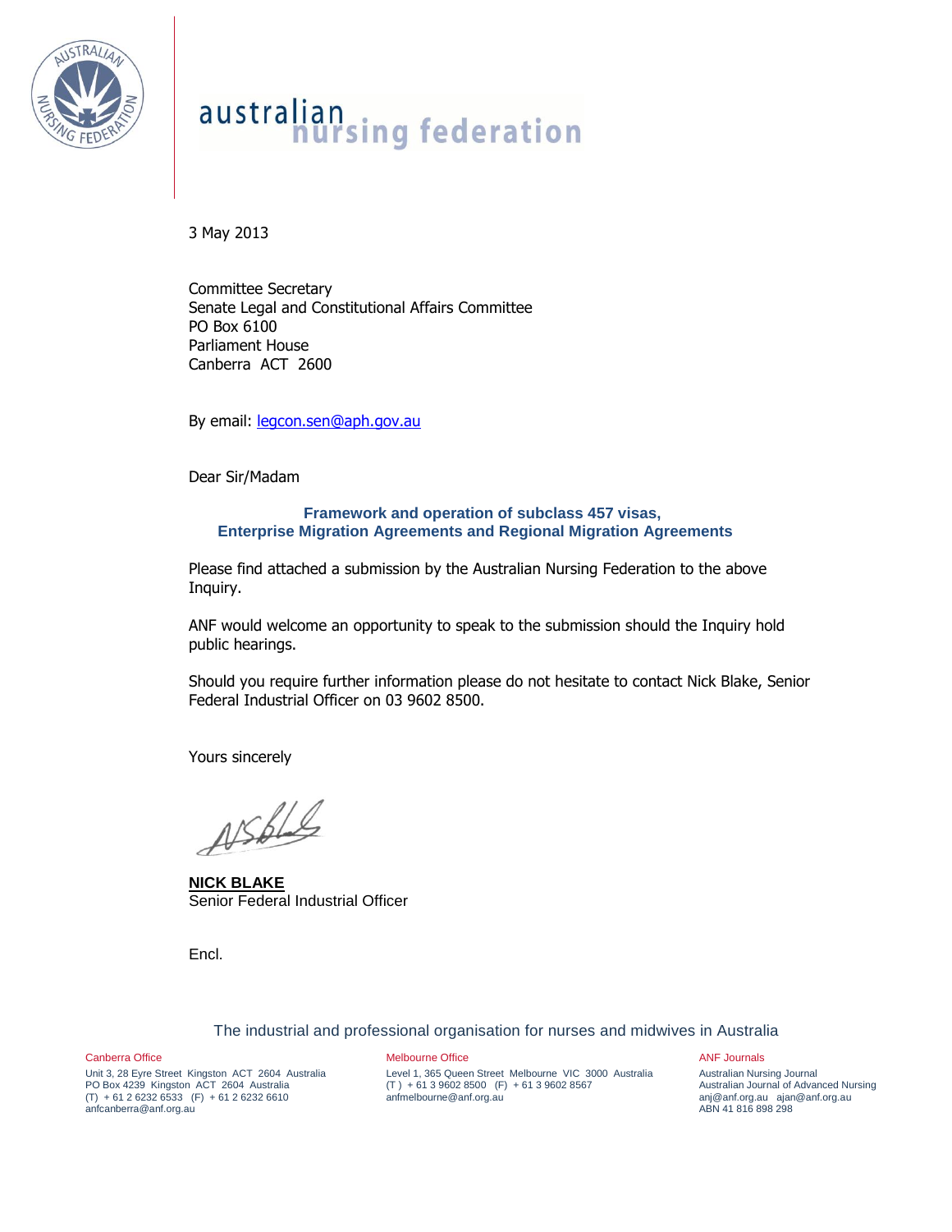australian nursing federation

3 May 2013

Committee Secretary
Senate Legal and Constitutional Affairs Committee
PO Box 6100
Parliament House
Canberra ACT 2600

By email: legcon.sen@aph.gov.au

Dear Sir/Madam

**Framework and operation of subclass 457 visas, Enterprise Migration Agreements and Regional Migration Agreements**

Please find attached a submission by the Australian Nursing Federation to the above Inquiry.

ANF would welcome an opportunity to speak to the submission should the Inquiry hold public hearings.

Should you require further information please do not hesitate to contact Nick Blake, Senior Federal Industrial Officer on 03 9602 8500.

Yours sincerely

**NICK BLAKE**
Senior Federal Industrial Officer

Encl.

The industrial and professional organisation for nurses and midwives in Australia

Canberra Office
Unit 3, 28 Eyre Street Kingston ACT 2604 Australia
PO Box 4239 Kingston ACT 2604 Australia
(T) + 61 2 6232 6533 (F) + 61 2 6232 6610
anfcanberra@anf.org.au

Melbourne Office
Level 1, 365 Queen Street Melbourne VIC 3000 Australia
(T) + 61 3 9602 8500 (F) + 61 3 9602 8567
anfmelbourne@anf.org.au

ANF Journals
Australian Nursing Journal
Australian Journal of Advanced Nursing
anj@anf.org.au ajan@anf.org.au
ABN 41 816 898 298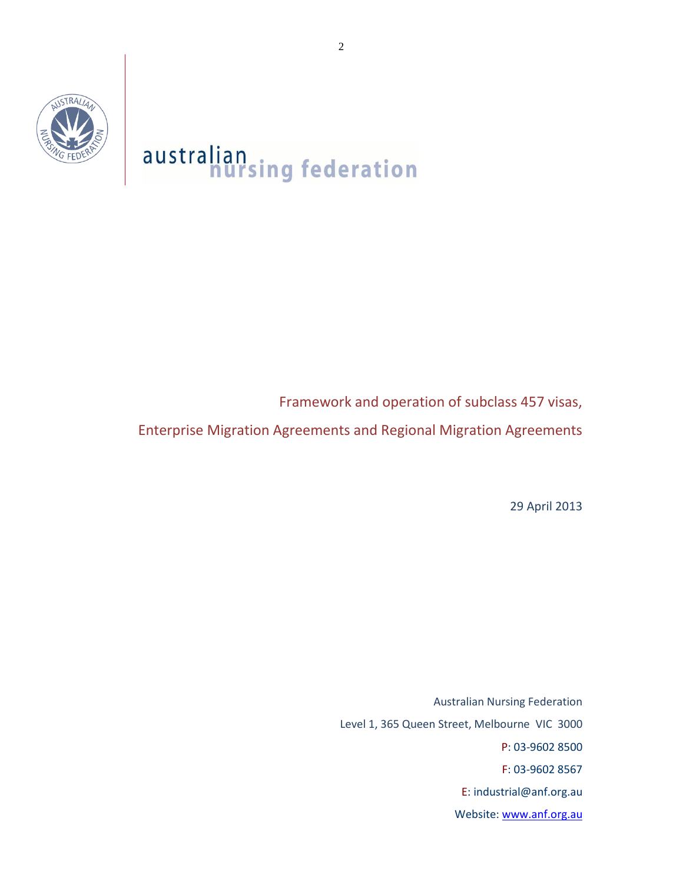australian nursing federation

Framework and operation of subclass 457 visas,

Enterprise Migration Agreements and Regional Migration Agreements

29 April 2013

Australian Nursing Federation

Level 1, 365 Queen Street, Melbourne VIC 3000

P: 03-9602 8500

F: 03-9602 8567

E: industrial@anf.org.au

Website: www.anf.org.au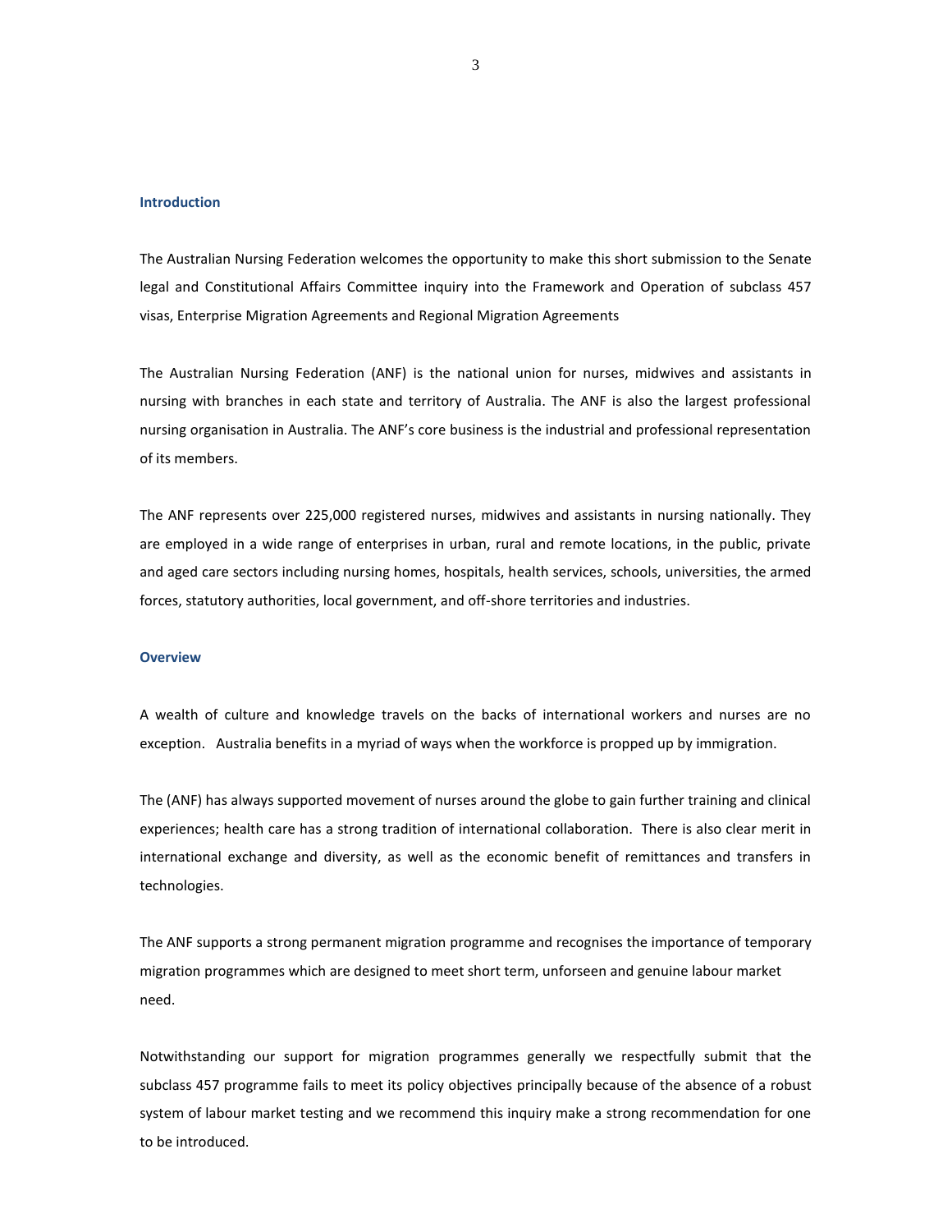## Introduction

The Australian Nursing Federation welcomes the opportunity to make this short submission to the Senate legal and Constitutional Affairs Committee inquiry into the Framework and Operation of subclass 457 visas, Enterprise Migration Agreements and Regional Migration Agreements

The Australian Nursing Federation (ANF) is the national union for nurses, midwives and assistants in nursing with branches in each state and territory of Australia. The ANF is also the largest professional nursing organisation in Australia. The ANF's core business is the industrial and professional representation of its members.

The ANF represents over 225,000 registered nurses, midwives and assistants in nursing nationally. They are employed in a wide range of enterprises in urban, rural and remote locations, in the public, private and aged care sectors including nursing homes, hospitals, health services, schools, universities, the armed forces, statutory authorities, local government, and off-shore territories and industries.

## Overview

A wealth of culture and knowledge travels on the backs of international workers and nurses are no exception. Australia benefits in a myriad of ways when the workforce is propped up by immigration.

The (ANF) has always supported movement of nurses around the globe to gain further training and clinical experiences; health care has a strong tradition of international collaboration. There is also clear merit in international exchange and diversity, as well as the economic benefit of remittances and transfers in technologies.

The ANF supports a strong permanent migration programme and recognises the importance of temporary migration programmes which are designed to meet short term, unforseen and genuine labour market need.

Notwithstanding our support for migration programmes generally we respectfully submit that the subclass 457 programme fails to meet its policy objectives principally because of the absence of a robust system of labour market testing and we recommend this inquiry make a strong recommendation for one to be introduced.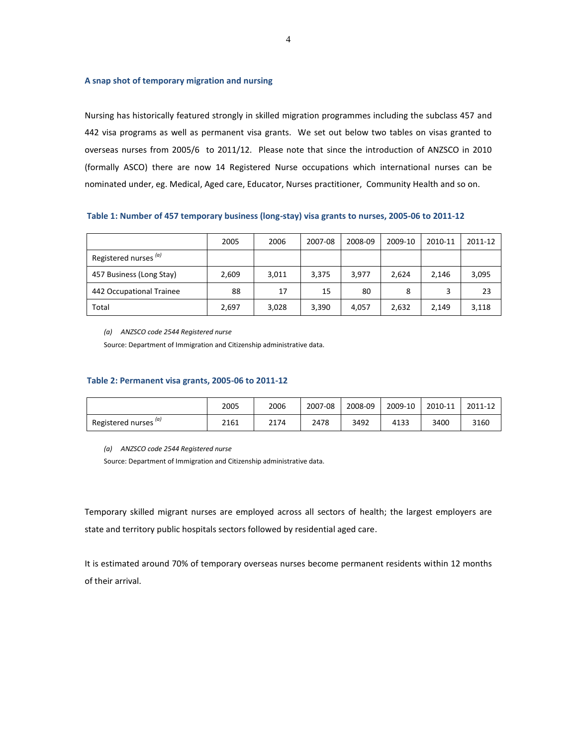### A snap shot of temporary migration and nursing

Nursing has historically featured strongly in skilled migration programmes including the subclass 457 and 442 visa programs as well as permanent visa grants. We set out below two tables on visas granted to overseas nurses from 2005/6 to 2011/12. Please note that since the introduction of ANZSCO in 2010 (formally ASCO) there are now 14 Registered Nurse occupations which international nurses can be nominated under, eg. Medical, Aged care, Educator, Nurses practitioner, Community Health and so on.

**Table 1: Number of 457 temporary business (long-stay) visa grants to nurses, 2005-06 to 2011-12**

| | 2005 | 2006 | 2007-08 | 2008-09 | 2009-10 | 2010-11 | 2011-12 |
|---|---|---|---|---|---|---|---|
| Registered nurses [(a)] | | | | | | | |
| 457 Business (Long Stay) | 2,609 | 3,011 | 3,375 | 3,977 | 2,624 | 2,146 | 3,095 |
| 442 Occupational Trainee | 88 | 17 | 15 | 80 | 8 | 3 | 23 |
| Total | 2,697 | 3,028 | 3,390 | 4,057 | 2,632 | 2,149 | 3,118 |

*(a) ANZSCO code 2544 Registered nurse*

Source: Department of Immigration and Citizenship administrative data.

**Table 2: Permanent visa grants, 2005-06 to 2011-12**

| | 2005 | 2006 | 2007-08 | 2008-09 | 2009-10 | 2010-11 | 2011-12 |
|---|---|---|---|---|---|---|---|
| Registered nurses [(a)] | 2161 | 2174 | 2478 | 3492 | 4133 | 3400 | 3160 |

*(a) ANZSCO code 2544 Registered nurse*

Source: Department of Immigration and Citizenship administrative data.

Temporary skilled migrant nurses are employed across all sectors of health; the largest employers are state and territory public hospitals sectors followed by residential aged care.

It is estimated around 70% of temporary overseas nurses become permanent residents within 12 months of their arrival.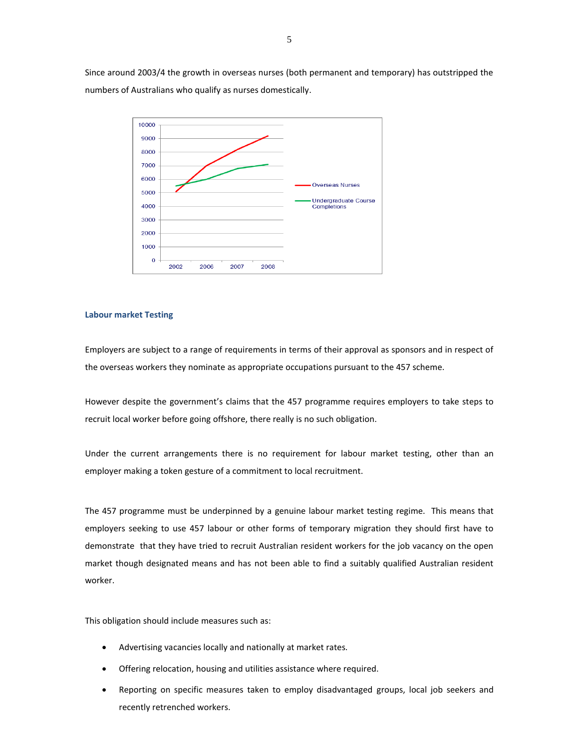Since around 2003/4 the growth in overseas nurses (both permanent and temporary) has outstripped the numbers of Australians who qualify as nurses domestically.

### Labour market Testing

Employers are subject to a range of requirements in terms of their approval as sponsors and in respect of the overseas workers they nominate as appropriate occupations pursuant to the 457 scheme.

However despite the government's claims that the 457 programme requires employers to take steps to recruit local worker before going offshore, there really is no such obligation.

Under the current arrangements there is no requirement for labour market testing, other than an employer making a token gesture of a commitment to local recruitment.

The 457 programme must be underpinned by a genuine labour market testing regime. This means that employers seeking to use 457 labour or other forms of temporary migration they should first have to demonstrate that they have tried to recruit Australian resident workers for the job vacancy on the open market though designated means and has not been able to find a suitably qualified Australian resident worker.

This obligation should include measures such as:

- Advertising vacancies locally and nationally at market rates.
- Offering relocation, housing and utilities assistance where required.
- Reporting on specific measures taken to employ disadvantaged groups, local job seekers and recently retrenched workers.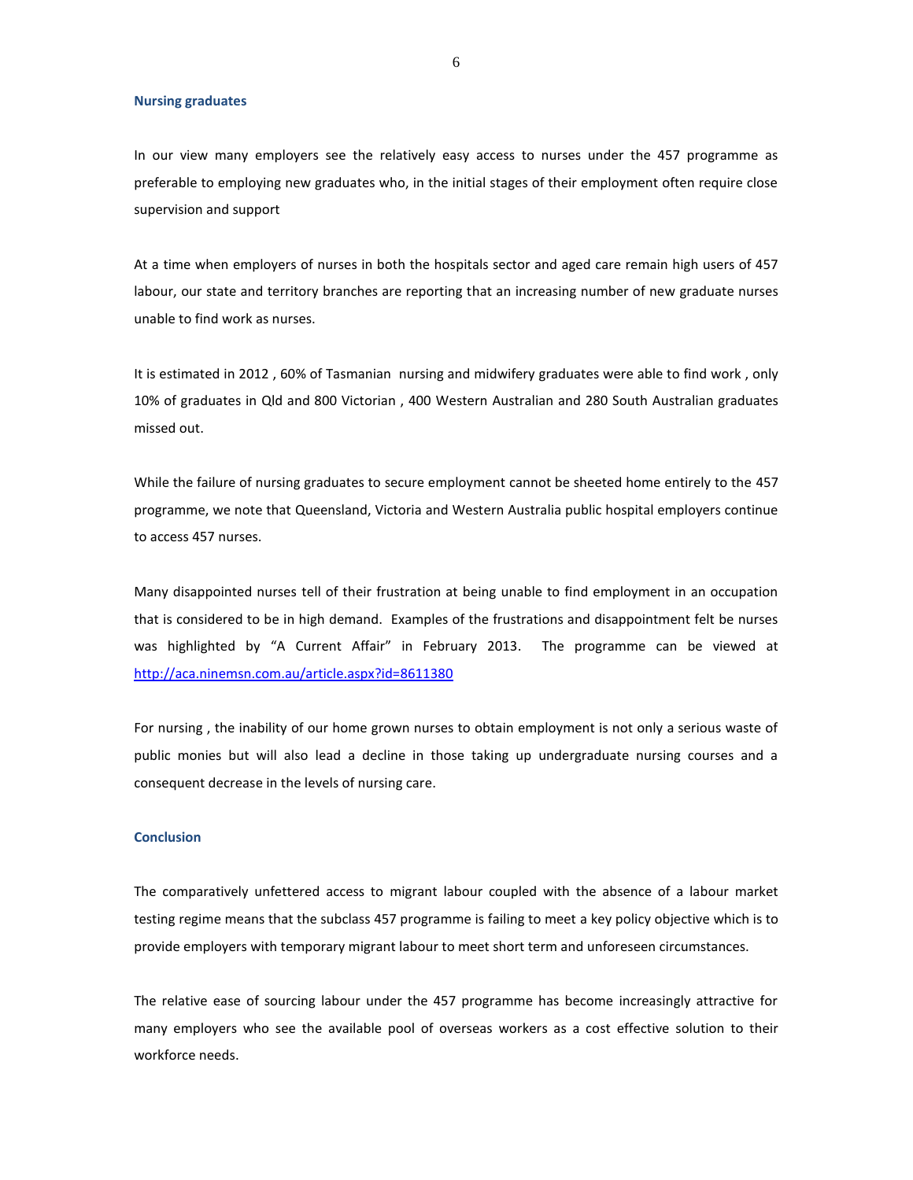### Nursing graduates

In our view many employers see the relatively easy access to nurses under the 457 programme as preferable to employing new graduates who, in the initial stages of their employment often require close supervision and support

At a time when employers of nurses in both the hospitals sector and aged care remain high users of 457 labour, our state and territory branches are reporting that an increasing number of new graduate nurses unable to find work as nurses.

It is estimated in 2012 , 60% of Tasmanian nursing and midwifery graduates were able to find work , only 10% of graduates in Qld and 800 Victorian , 400 Western Australian and 280 South Australian graduates missed out.

While the failure of nursing graduates to secure employment cannot be sheeted home entirely to the 457 programme, we note that Queensland, Victoria and Western Australia public hospital employers continue to access 457 nurses.

Many disappointed nurses tell of their frustration at being unable to find employment in an occupation that is considered to be in high demand. Examples of the frustrations and disappointment felt be nurses was highlighted by "A Current Affair" in February 2013. The programme can be viewed at [http://aca.ninemsn.com.au/article.aspx?id=8611380](http://aca.ninemsn.com.au/article.aspx?id=8611380)

For nursing , the inability of our home grown nurses to obtain employment is not only a serious waste of public monies but will also lead a decline in those taking up undergraduate nursing courses and a consequent decrease in the levels of nursing care.

### Conclusion

The comparatively unfettered access to migrant labour coupled with the absence of a labour market testing regime means that the subclass 457 programme is failing to meet a key policy objective which is to provide employers with temporary migrant labour to meet short term and unforeseen circumstances.

The relative ease of sourcing labour under the 457 programme has become increasingly attractive for many employers who see the available pool of overseas workers as a cost effective solution to their workforce needs.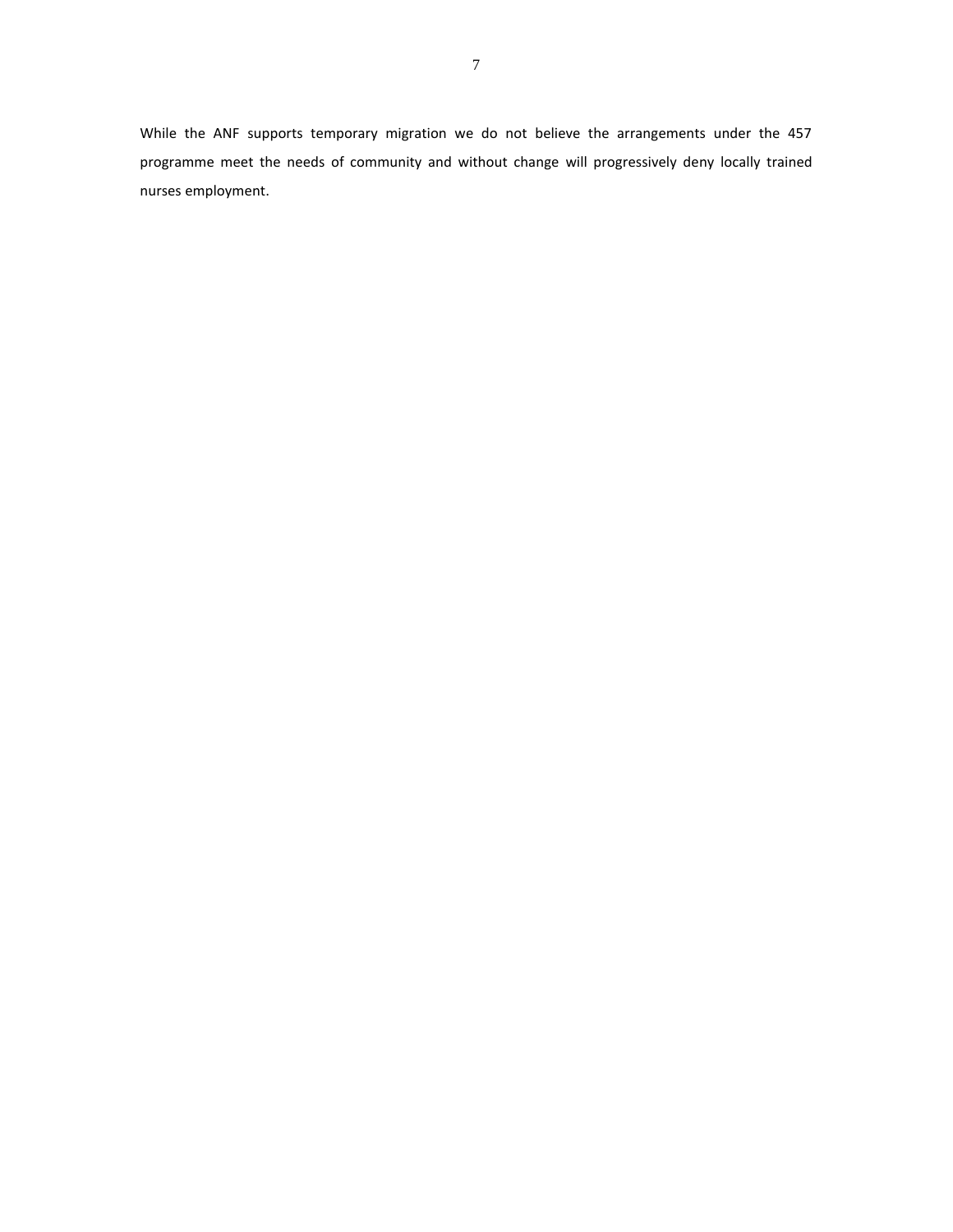While the ANF supports temporary migration we do not believe the arrangements under the 457 programme meet the needs of community and without change will progressively deny locally trained nurses employment.